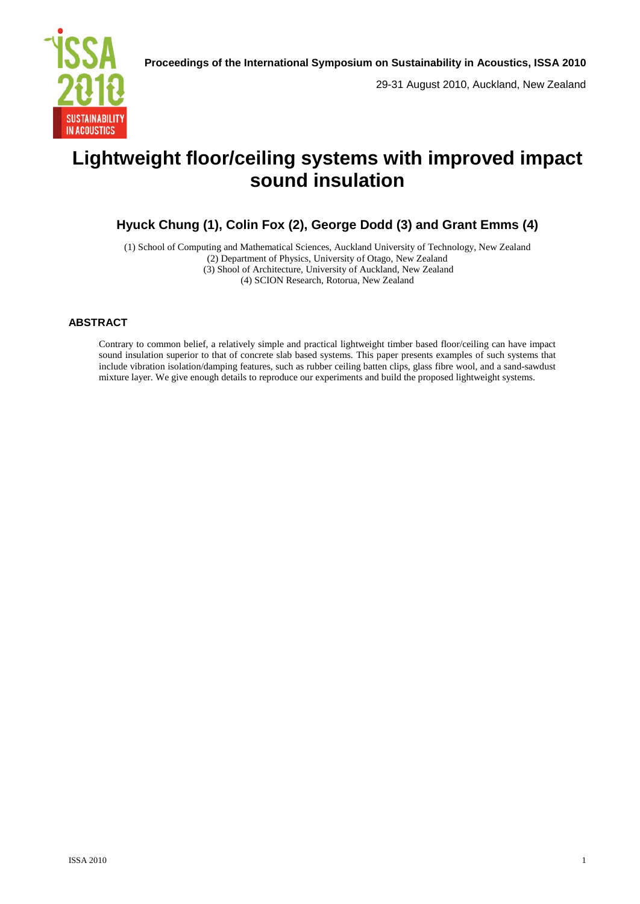**Proceedings of the International Symposium on Sustainability in Acoustics, ISSA 2010**

29-31 August 2010, Auckland, New Zealand

# Lightweight floor/ceiling systems with improved impact sound insulation

## Hyuck Chung (1), Colin Fox (2), George Dodd (3) and Grant Emms (4)

(1) School of Computing and Mathematical Sciences, Auckland University of Technology, New Zealand
(2) Department of Physics, University of Otago, New Zealand
(3) Shool of Architecture, University of Auckland, New Zealand
(4) SCION Research, Rotorua, New Zealand

## ABSTRACT

Contrary to common belief, a relatively simple and practical lightweight timber based floor/ceiling can have impact sound insulation superior to that of concrete slab based systems. This paper presents examples of such systems that include vibration isolation/damping features, such as rubber ceiling batten clips, glass fibre wool, and a sand-sawdust mixture layer. We give enough details to reproduce our experiments and build the proposed lightweight systems.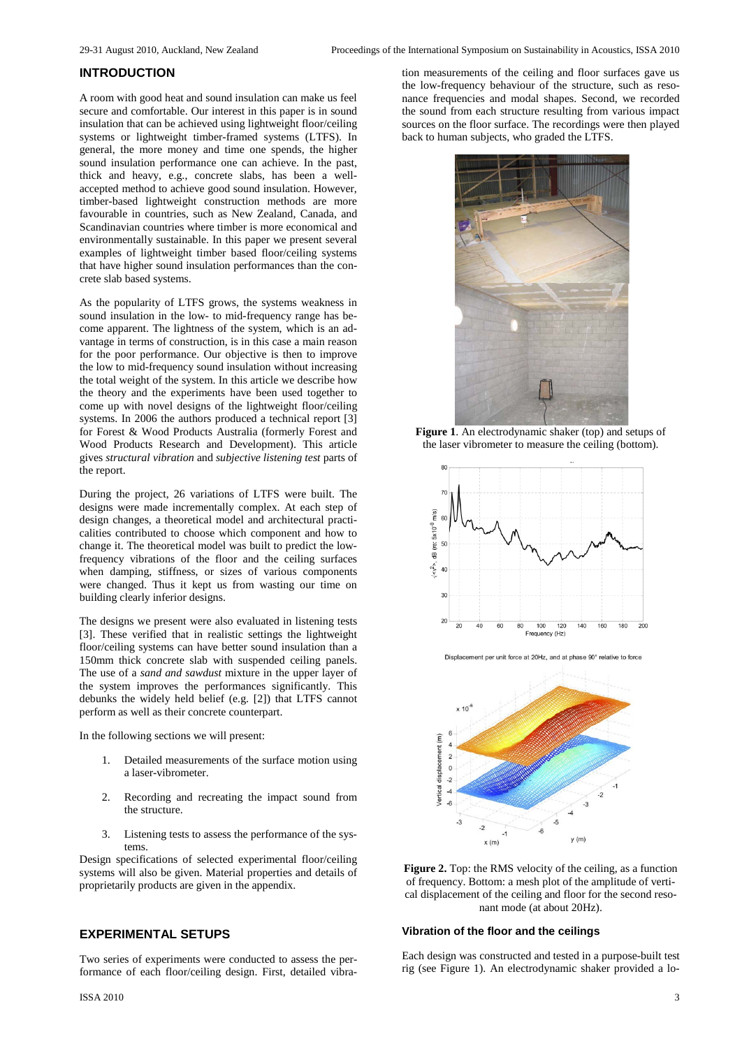## INTRODUCTION

A room with good heat and sound insulation can make us feel secure and comfortable. Our interest in this paper is in sound insulation that can be achieved using lightweight floor/ceiling systems or lightweight timber-framed systems (LTFS). In general, the more money and time one spends, the higher sound insulation performance one can achieve. In the past, thick and heavy, e.g., concrete slabs, has been a well-accepted method to achieve good sound insulation. However, timber-based lightweight construction methods are more favourable in countries, such as New Zealand, Canada, and Scandinavian countries where timber is more economical and environmentally sustainable. In this paper we present several examples of lightweight timber based floor/ceiling systems that have higher sound insulation performances than the concrete slab based systems.

As the popularity of LTFS grows, the systems weakness in sound insulation in the low- to mid-frequency range has become apparent. The lightness of the system, which is an advantage in terms of construction, is in this case a main reason for the poor performance. Our objective is then to improve the low to mid-frequency sound insulation without increasing the total weight of the system. In this article we describe how the theory and the experiments have been used together to come up with novel designs of the lightweight floor/ceiling systems. In 2006 the authors produced a technical report [3] for Forest & Wood Products Australia (formerly Forest and Wood Products Research and Development). This article gives *structural vibration* and *subjective listening test* parts of the report.

During the project, 26 variations of LTFS were built. The designs were made incrementally complex. At each step of design changes, a theoretical model and architectural practicalities contributed to choose which component and how to change it. The theoretical model was built to predict the low-frequency vibrations of the floor and the ceiling surfaces when damping, stiffness, or sizes of various components were changed. Thus it kept us from wasting our time on building clearly inferior designs.

The designs we present were also evaluated in listening tests [3]. These verified that in realistic settings the lightweight floor/ceiling systems can have better sound insulation than a 150mm thick concrete slab with suspended ceiling panels. The use of a *sand and sawdust* mixture in the upper layer of the system improves the performances significantly. This debunks the widely held belief (e.g. [2]) that LTFS cannot perform as well as their concrete counterpart.

In the following sections we will present:

1. Detailed measurements of the surface motion using a laser-vibrometer.
2. Recording and recreating the impact sound from the structure.
3. Listening tests to assess the performance of the systems.

Design specifications of selected experimental floor/ceiling systems will also be given. Material properties and details of proprietarily products are given in the appendix.

## EXPERIMENTAL SETUPS

Two series of experiments were conducted to assess the performance of each floor/ceiling design. First, detailed vibration measurements of the ceiling and floor surfaces gave us the low-frequency behaviour of the structure, such as resonance frequencies and modal shapes. Second, we recorded the sound from each structure resulting from various impact sources on the floor surface. The recordings were then played back to human subjects, who graded the LTFS.

**Figure 1**. An electrodynamic shaker (top) and setups of the laser vibrometer to measure the ceiling (bottom).

**Figure 2.** Top: the RMS velocity of the ceiling, as a function of frequency. Bottom: a mesh plot of the amplitude of vertical displacement of the ceiling and floor for the second resonant mode (at about 20Hz).

### Vibration of the floor and the ceilings

Each design was constructed and tested in a purpose-built test rig (see Figure 1). An electrodynamic shaker provided a lo-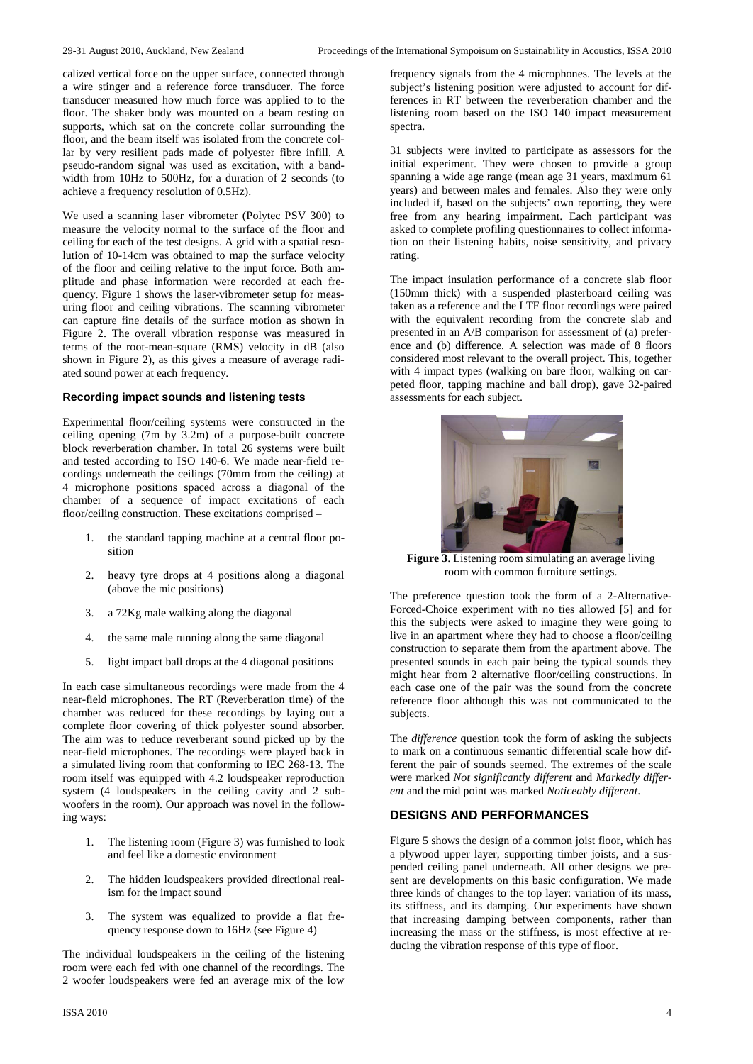calized vertical force on the upper surface, connected through a wire stinger and a reference force transducer. The force transducer measured how much force was applied to to the floor. The shaker body was mounted on a beam resting on supports, which sat on the concrete collar surrounding the floor, and the beam itself was isolated from the concrete collar by very resilient pads made of polyester fibre infill. A pseudo-random signal was used as excitation, with a bandwidth from 10Hz to 500Hz, for a duration of 2 seconds (to achieve a frequency resolution of 0.5Hz).

We used a scanning laser vibrometer (Polytec PSV 300) to measure the velocity normal to the surface of the floor and ceiling for each of the test designs. A grid with a spatial resolution of 10-14cm was obtained to map the surface velocity of the floor and ceiling relative to the input force. Both amplitude and phase information were recorded at each frequency. Figure 1 shows the laser-vibrometer setup for measuring floor and ceiling vibrations. The scanning vibrometer can capture fine details of the surface motion as shown in Figure 2. The overall vibration response was measured in terms of the root-mean-square (RMS) velocity in dB (also shown in Figure 2), as this gives a measure of average radiated sound power at each frequency.

### Recording impact sounds and listening tests

Experimental floor/ceiling systems were constructed in the ceiling opening (7m by 3.2m) of a purpose-built concrete block reverberation chamber. In total 26 systems were built and tested according to ISO 140-6. We made near-field recordings underneath the ceilings (70mm from the ceiling) at 4 microphone positions spaced across a diagonal of the chamber of a sequence of impact excitations of each floor/ceiling construction. These excitations comprised –

1. the standard tapping machine at a central floor position
2. heavy tyre drops at 4 positions along a diagonal (above the mic positions)
3. a 72Kg male walking along the diagonal
4. the same male running along the same diagonal
5. light impact ball drops at the 4 diagonal positions

In each case simultaneous recordings were made from the 4 near-field microphones. The RT (Reverberation time) of the chamber was reduced for these recordings by laying out a complete floor covering of thick polyester sound absorber. The aim was to reduce reverberant sound picked up by the near-field microphones. The recordings were played back in a simulated living room that conforming to IEC 268-13. The room itself was equipped with 4.2 loudspeaker reproduction system (4 loudspeakers in the ceiling cavity and 2 subwoofers in the room). Our approach was novel in the following ways:

1. The listening room (Figure 3) was furnished to look and feel like a domestic environment
2. The hidden loudspeakers provided directional realism for the impact sound
3. The system was equalized to provide a flat frequency response down to 16Hz (see Figure 4)

The individual loudspeakers in the ceiling of the listening room were each fed with one channel of the recordings. The 2 woofer loudspeakers were fed an average mix of the low frequency signals from the 4 microphones. The levels at the subject's listening position were adjusted to account for differences in RT between the reverberation chamber and the listening room based on the ISO 140 impact measurement spectra.

31 subjects were invited to participate as assessors for the initial experiment. They were chosen to provide a group spanning a wide age range (mean age 31 years, maximum 61 years) and between males and females. Also they were only included if, based on the subjects' own reporting, they were free from any hearing impairment. Each participant was asked to complete profiling questionnaires to collect information on their listening habits, noise sensitivity, and privacy rating.

The impact insulation performance of a concrete slab floor (150mm thick) with a suspended plasterboard ceiling was taken as a reference and the LTF floor recordings were paired with the equivalent recording from the concrete slab and presented in an A/B comparison for assessment of (a) preference and (b) difference. A selection was made of 8 floors considered most relevant to the overall project. This, together with 4 impact types (walking on bare floor, walking on carpeted floor, tapping machine and ball drop), gave 32-paired assessments for each subject.

**Figure 3**. Listening room simulating an average living room with common furniture settings.

The preference question took the form of a 2-Alternative-Forced-Choice experiment with no ties allowed [5] and for this the subjects were asked to imagine they were going to live in an apartment where they had to choose a floor/ceiling construction to separate them from the apartment above. The presented sounds in each pair being the typical sounds they might hear from 2 alternative floor/ceiling constructions. In each case one of the pair was the sound from the concrete reference floor although this was not communicated to the subjects.

The *difference* question took the form of asking the subjects to mark on a continuous semantic differential scale how different the pair of sounds seemed. The extremes of the scale were marked *Not significantly different* and *Markedly different* and the mid point was marked *Noticeably different*.

## DESIGNS AND PERFORMANCES

Figure 5 shows the design of a common joist floor, which has a plywood upper layer, supporting timber joists, and a suspended ceiling panel underneath. All other designs we present are developments on this basic configuration. We made three kinds of changes to the top layer: variation of its mass, its stiffness, and its damping. Our experiments have shown that increasing damping between components, rather than increasing the mass or the stiffness, is most effective at reducing the vibration response of this type of floor.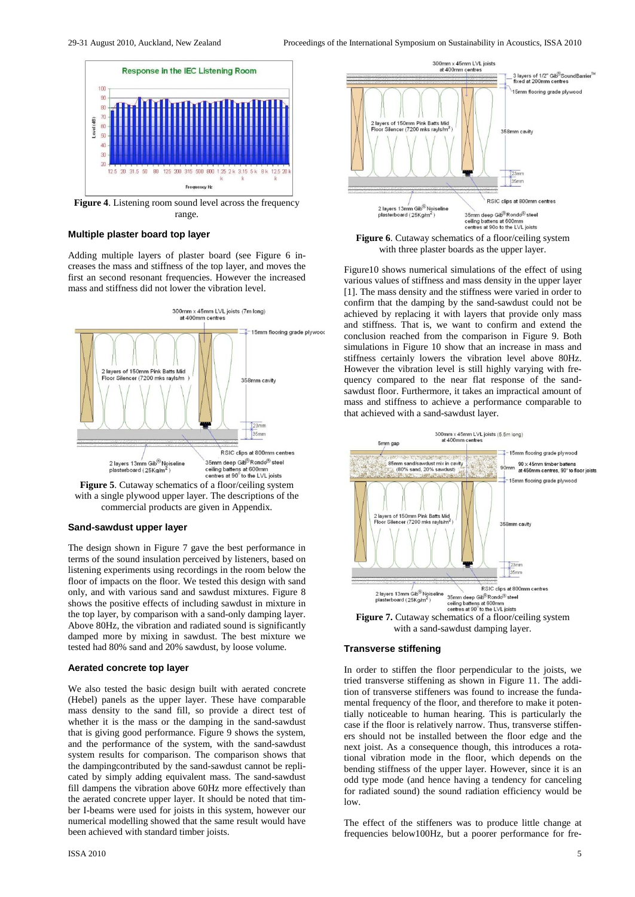**Figure 4**. Listening room sound level across the frequency range.

### Multiple plaster board top layer

Adding multiple layers of plaster board (see Figure 6 increases the mass and stiffness of the top layer, and moves the first an second resonant frequencies. However the increased mass and stiffness did not lower the vibration level.

**Figure 5**. Cutaway schematics of a floor/ceiling system with a single plywood upper layer. The descriptions of the commercial products are given in Appendix.

### Sand-sawdust upper layer

The design shown in Figure 7 gave the best performance in terms of the sound insulation perceived by listeners, based on listening experiments using recordings in the room below the floor of impacts on the floor. We tested this design with sand only, and with various sand and sawdust mixtures. Figure 8 shows the positive effects of including sawdust in mixture in the top layer, by comparison with a sand-only damping layer. Above 80Hz, the vibration and radiated sound is significantly damped more by mixing in sawdust. The best mixture we tested had 80% sand and 20% sawdust, by loose volume.

### Aerated concrete top layer

We also tested the basic design built with aerated concrete (Hebel) panels as the upper layer. These have comparable mass density to the sand fill, so provide a direct test of whether it is the mass or the damping in the sand-sawdust that is giving good performance. Figure 9 shows the system, and the performance of the system, with the sand-sawdust system results for comparison. The comparison shows that the dampingcontributed by the sand-sawdust cannot be replicated by simply adding equivalent mass. The sand-sawdust fill dampens the vibration above 60Hz more effectively than the aerated concrete upper layer. It should be noted that timber I-beams were used for joists in this system, however our numerical modelling showed that the same result would have been achieved with standard timber joists.

**Figure 6**. Cutaway schematics of a floor/ceiling system with three plaster boards as the upper layer.

Figure10 shows numerical simulations of the effect of using various values of stiffness and mass density in the upper layer [1]. The mass density and the stiffness were varied in order to confirm that the damping by the sand-sawdust could not be achieved by replacing it with layers that provide only mass and stiffness. That is, we want to confirm and extend the conclusion reached from the comparison in Figure 9. Both simulations in Figure 10 show that an increase in mass and stiffness certainly lowers the vibration level above 80Hz. However the vibration level is still highly varying with frequency compared to the near flat response of the sand-sawdust floor. Furthermore, it takes an impractical amount of mass and stiffness to achieve a performance comparable to that achieved with a sand-sawdust layer.

**Figure 7.** Cutaway schematics of a floor/ceiling system with a sand-sawdust damping layer.

### Transverse stiffening

In order to stiffen the floor perpendicular to the joists, we tried transverse stiffening as shown in Figure 11. The addition of transverse stiffeners was found to increase the fundamental frequency of the floor, and therefore to make it potentially noticeable to human hearing. This is particularly the case if the floor is relatively narrow. Thus, transverse stiffeners should not be installed between the floor edge and the next joist. As a consequence though, this introduces a rotational vibration mode in the floor, which depends on the bending stiffness of the upper layer. However, since it is an odd type mode (and hence having a tendency for canceling for radiated sound) the sound radiation efficiency would be low.

The effect of the stiffeners was to produce little change at frequencies below100Hz, but a poorer performance for fre-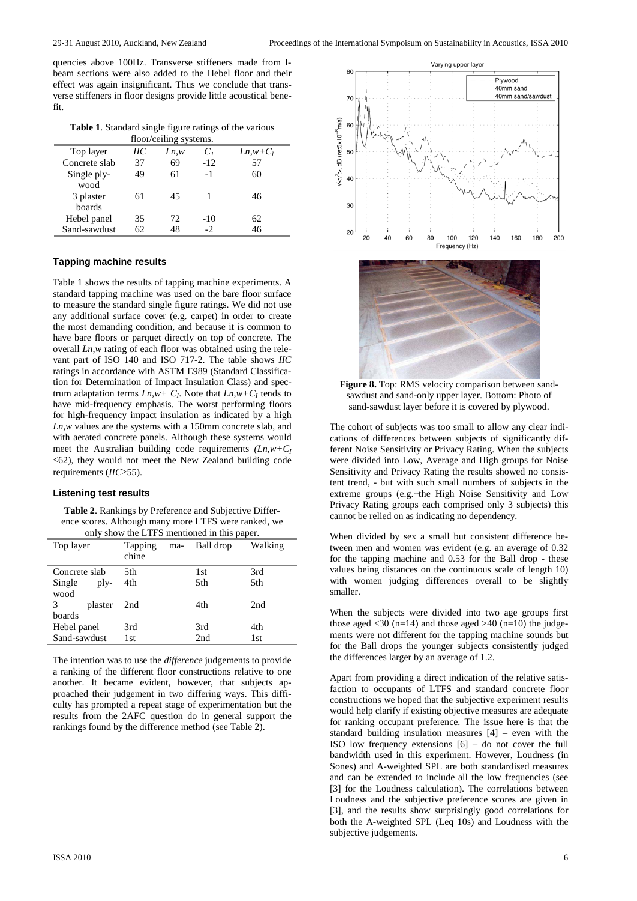quencies above 100Hz. Transverse stiffeners made from I-beam sections were also added to the Hebel floor and their effect was again insignificant. Thus we conclude that transverse stiffeners in floor designs provide little acoustical benefit.

**Table 1**. Standard single figure ratings of the various floor/ceiling systems.

| Top layer | *IIC* | *Ln,w* | $C_I$ | $Ln,w+C_I$ |
|---|---|---|---|---|
| Concrete slab | 37 | 69 | -12 | 57 |
| Single plywood | 49 | 61 | -1 | 60 |
| 3 plaster boards | 61 | 45 | 1 | 46 |
| Hebel panel | 35 | 72 | -10 | 62 |
| Sand-sawdust | 62 | 48 | -2 | 46 |

### Tapping machine results

Table 1 shows the results of tapping machine experiments. A standard tapping machine was used on the bare floor surface to measure the standard single figure ratings. We did not use any additional surface cover (e.g. carpet) in order to create the most demanding condition, and because it is common to have bare floors or parquet directly on top of concrete. The overall *Ln,w* rating of each floor was obtained using the relevant part of ISO 140 and ISO 717-2. The table shows *IIC* ratings in accordance with ASTM E989 (Standard Classification for Determination of Impact Insulation Class) and spectrum adaptation terms $Ln,w+ C_I$. Note that $Ln,w+C_I$ tends to have mid-frequency emphasis. The worst performing floors for high-frequency impact insulation as indicated by a high *Ln,w* values are the systems with a 150mm concrete slab, and with aerated concrete panels. Although these systems would meet the Australian building code requirements $(Ln,w+C_I \leq 62)$, they would not meet the New Zealand building code requirements ($IIC \geq 55$).

### Listening test results

**Table 2**. Rankings by Preference and Subjective Difference scores. Although many more LTFS were ranked, we only show the LTFS mentioned in this paper.

| Top layer | Tapping machine | Ball drop | Walking |
|---|---|---|---|
| Concrete slab | 5th | 1st | 3rd |
| Single plywood | 4th | 5th | 5th |
| 3 plaster boards | 2nd | 4th | 2nd |
| Hebel panel | 3rd | 3rd | 4th |
| Sand-sawdust | 1st | 2nd | 1st |

The intention was to use the *difference* judgements to provide a ranking of the different floor constructions relative to one another. It became evident, however, that subjects approached their judgement in two differing ways. This difficulty has prompted a repeat stage of experimentation but the results from the 2AFC question do in general support the rankings found by the difference method (see Table 2).

**Figure 8.** Top: RMS velocity comparison between sand-sawdust and sand-only upper layer. Bottom: Photo of sand-sawdust layer before it is covered by plywood.

The cohort of subjects was too small to allow any clear indications of differences between subjects of significantly different Noise Sensitivity or Privacy Rating. When the subjects were divided into Low, Average and High groups for Noise Sensitivity and Privacy Rating the results showed no consistent trend, - but with such small numbers of subjects in the extreme groups (e.g.~the High Noise Sensitivity and Low Privacy Rating groups each comprised only 3 subjects) this cannot be relied on as indicating no dependency.

When divided by sex a small but consistent difference between men and women was evident (e.g. an average of 0.32 for the tapping machine and 0.53 for the Ball drop - these values being distances on the continuous scale of length 10) with women judging differences overall to be slightly smaller.

When the subjects were divided into two age groups first those aged <30 (n=14) and those aged >40 (n=10) the judgements were not different for the tapping machine sounds but for the Ball drops the younger subjects consistently judged the differences larger by an average of 1.2.

Apart from providing a direct indication of the relative satisfaction to occupants of LTFS and standard concrete floor constructions we hoped that the subjective experiment results would help clarify if existing objective measures are adequate for ranking occupant preference. The issue here is that the standard building insulation measures [4] – even with the ISO low frequency extensions [6] – do not cover the full bandwidth used in this experiment. However, Loudness (in Sones) and A-weighted SPL are both standardised measures and can be extended to include all the low frequencies (see [3] for the Loudness calculation). The correlations between Loudness and the subjective preference scores are given in [3], and the results show surprisingly good correlations for both the A-weighted SPL (Leq 10s) and Loudness with the subjective judgements.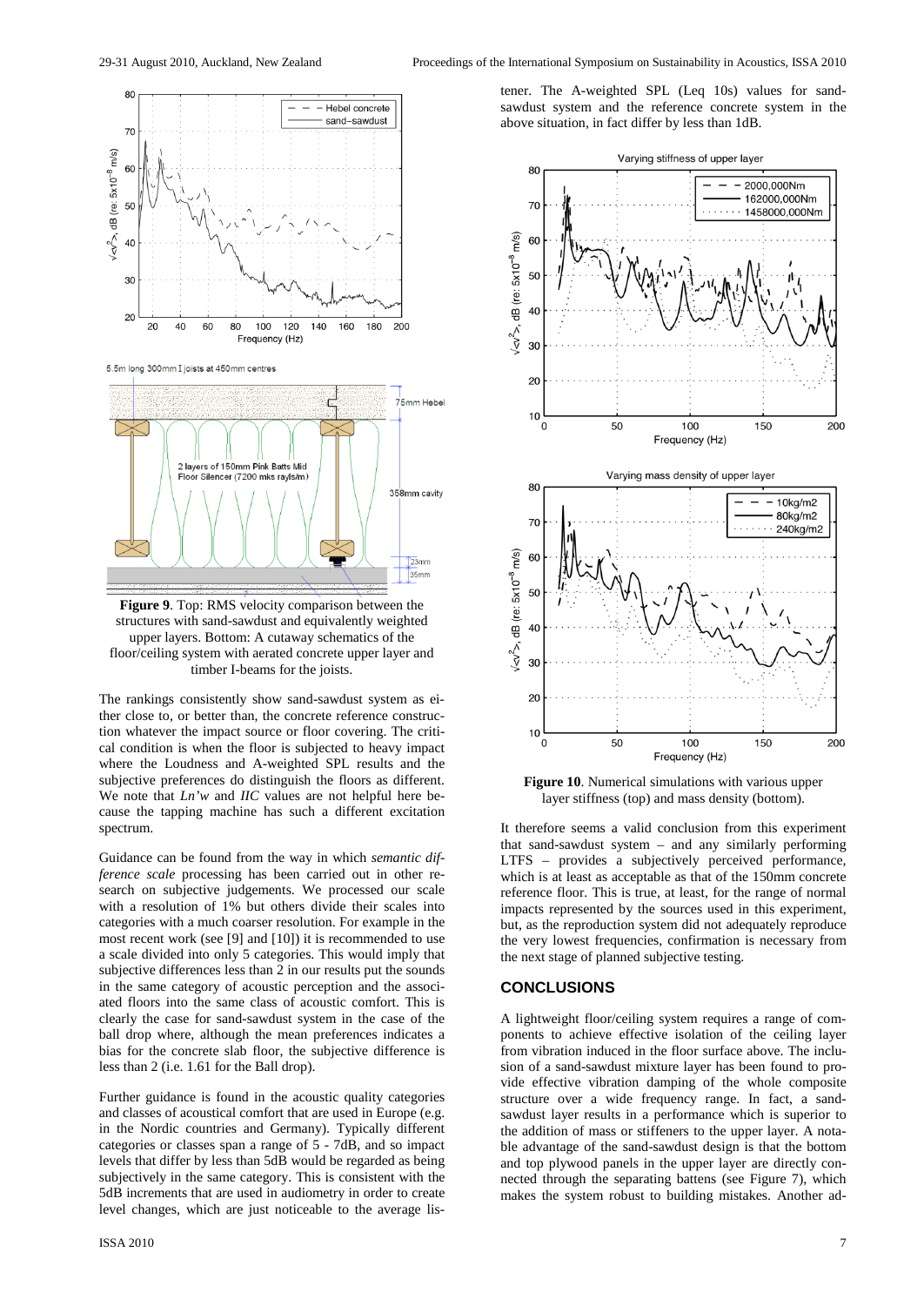**Figure 9**. Top: RMS velocity comparison between the structures with sand-sawdust and equivalently weighted upper layers. Bottom: A cutaway schematics of the floor/ceiling system with aerated concrete upper layer and timber I-beams for the joists.

The rankings consistently show sand-sawdust system as either close to, or better than, the concrete reference construction whatever the impact source or floor covering. The critical condition is when the floor is subjected to heavy impact where the Loudness and A-weighted SPL results and the subjective preferences do distinguish the floors as different. We note that *Ln'w* and *IIC* values are not helpful here because the tapping machine has such a different excitation spectrum.

Guidance can be found from the way in which *semantic difference scale* processing has been carried out in other research on subjective judgements. We processed our scale with a resolution of 1% but others divide their scales into categories with a much coarser resolution. For example in the most recent work (see [9] and [10]) it is recommended to use a scale divided into only 5 categories. This would imply that subjective differences less than 2 in our results put the sounds in the same category of acoustic perception and the associated floors into the same class of acoustic comfort. This is clearly the case for sand-sawdust system in the case of the ball drop where, although the mean preferences indicates a bias for the concrete slab floor, the subjective difference is less than 2 (i.e. 1.61 for the Ball drop).

Further guidance is found in the acoustic quality categories and classes of acoustical comfort that are used in Europe (e.g. in the Nordic countries and Germany). Typically different categories or classes span a range of 5 - 7dB, and so impact levels that differ by less than 5dB would be regarded as being subjectively in the same category. This is consistent with the 5dB increments that are used in audiometry in order to create level changes, which are just noticeable to the average listener. The A-weighted SPL (Leq 10s) values for sand-sawdust system and the reference concrete system in the above situation, in fact differ by less than 1dB.

**Figure 10**. Numerical simulations with various upper layer stiffness (top) and mass density (bottom).

It therefore seems a valid conclusion from this experiment that sand-sawdust system – and any similarly performing LTFS – provides a subjectively perceived performance, which is at least as acceptable as that of the 150mm concrete reference floor. This is true, at least, for the range of normal impacts represented by the sources used in this experiment, but, as the reproduction system did not adequately reproduce the very lowest frequencies, confirmation is necessary from the next stage of planned subjective testing.

## CONCLUSIONS

A lightweight floor/ceiling system requires a range of components to achieve effective isolation of the ceiling layer from vibration induced in the floor surface above. The inclusion of a sand-sawdust mixture layer has been found to provide effective vibration damping of the whole composite structure over a wide frequency range. In fact, a sand-sawdust layer results in a performance which is superior to the addition of mass or stiffeners to the upper layer. A notable advantage of the sand-sawdust design is that the bottom and top plywood panels in the upper layer are directly connected through the separating battens (see Figure 7), which makes the system robust to building mistakes. Another ad-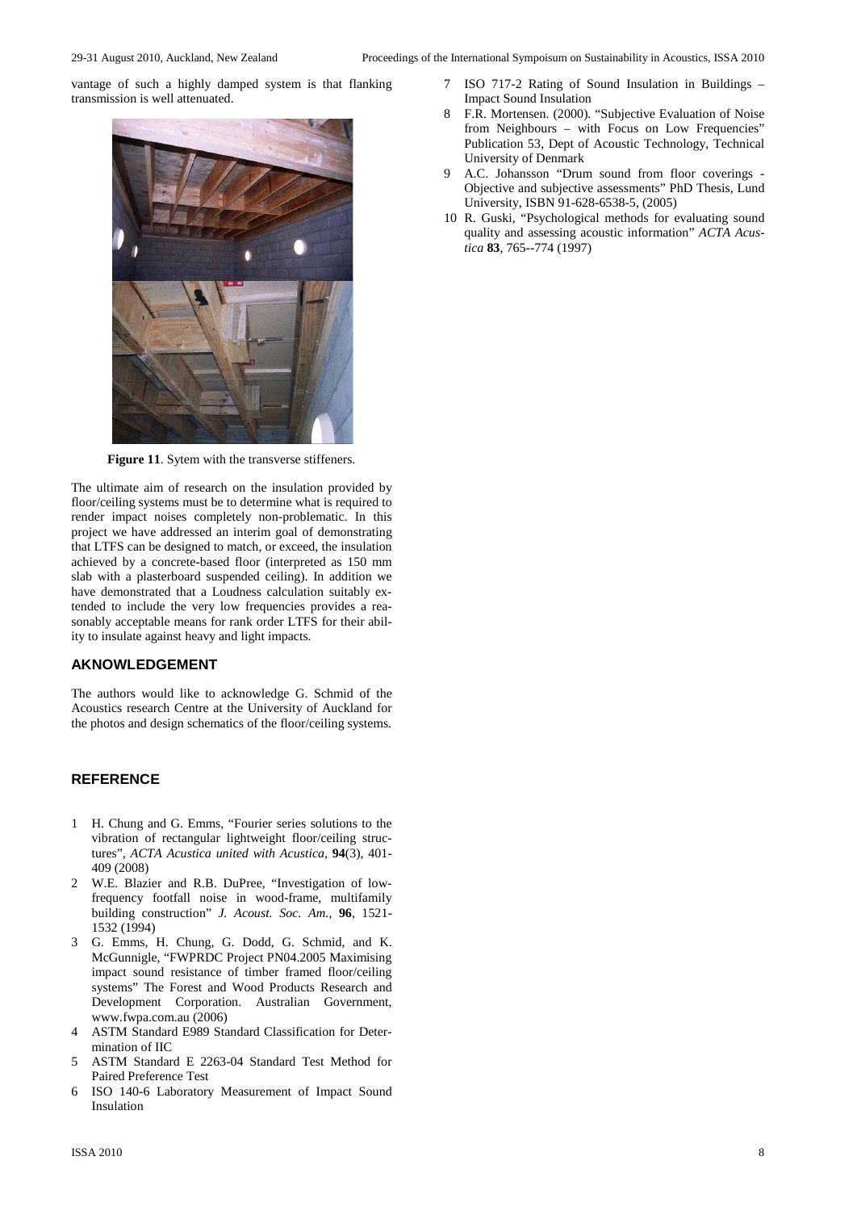vantage of such a highly damped system is that flanking transmission is well attenuated.

Figure 11. Sytem with the transverse stiffeners.

The ultimate aim of research on the insulation provided by floor/ceiling systems must be to determine what is required to render impact noises completely non-problematic. In this project we have addressed an interim goal of demonstrating that LTFS can be designed to match, or exceed, the insulation achieved by a concrete-based floor (interpreted as 150 mm slab with a plasterboard suspended ceiling). In addition we have demonstrated that a Loudness calculation suitably extended to include the very low frequencies provides a reasonably acceptable means for rank order LTFS for their ability to insulate against heavy and light impacts.

## AKNOWLEDGEMENT

The authors would like to acknowledge G. Schmid of the Acoustics research Centre at the University of Auckland for the photos and design schematics of the floor/ceiling systems.

## REFERENCE

1. H. Chung and G. Emms, "Fourier series solutions to the vibration of rectangular lightweight floor/ceiling structures", *ACTA Acustica united with Acustica*, **94**(3), 401-409 (2008)
2. W.E. Blazier and R.B. DuPree, "Investigation of low-frequency footfall noise in wood-frame, multifamily building construction" *J. Acoust. Soc. Am.*, **96**, 1521-1532 (1994)
3. G. Emms, H. Chung, G. Dodd, G. Schmid, and K. McGunnigle, "FWPRDC Project PN04.2005 Maximising impact sound resistance of timber framed floor/ceiling systems" The Forest and Wood Products Research and Development Corporation. Australian Government, www.fwpa.com.au (2006)
4. ASTM Standard E989 Standard Classification for Determination of IIC
5. ASTM Standard E 2263-04 Standard Test Method for Paired Preference Test
6. ISO 140-6 Laboratory Measurement of Impact Sound Insulation
7. ISO 717-2 Rating of Sound Insulation in Buildings – Impact Sound Insulation
8. F.R. Mortensen. (2000). "Subjective Evaluation of Noise from Neighbours – with Focus on Low Frequencies" Publication 53, Dept of Acoustic Technology, Technical University of Denmark
9. A.C. Johansson "Drum sound from floor coverings - Objective and subjective assessments" PhD Thesis, Lund University, ISBN 91-628-6538-5, (2005)
10. R. Guski, "Psychological methods for evaluating sound quality and assessing acoustic information" *ACTA Acustica* **83**, 765--774 (1997)